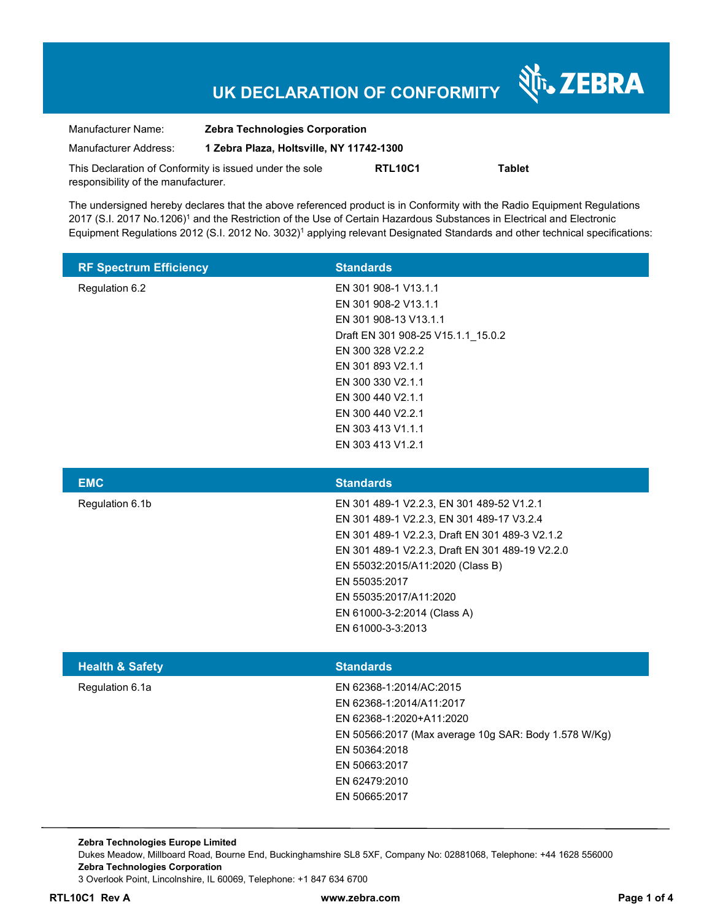# UK DECLARATION OF CONFORMITY

ZEBRA

Manufacturer Name: **Zebra Technologies Corporation**

Manufacturer Address: **1 Zebra Plaza, Holtsville, NY 11742-1300**

This Declaration of Conformity is issued under the sole responsibility of the manufacturer. **RTL10C1** **Tablet**

The undersigned hereby declares that the above referenced product is in Conformity with the Radio Equipment Regulations 2017 (S.I. 2017 No.1206)[1] and the Restriction of the Use of Certain Hazardous Substances in Electrical and Electronic Equipment Regulations 2012 (S.I. 2012 No. 3032)[1] applying relevant Designated Standards and other technical specifications:

| RF Spectrum Efficiency | Standards |
|---|---|
| Regulation 6.2 | EN 301 908-1 V13.1.1 |
| | EN 301 908-2 V13.1.1 |
| | EN 301 908-13 V13.1.1 |
| | Draft EN 301 908-25 V15.1.1_15.0.2 |
| | EN 300 328 V2.2.2 |
| | EN 301 893 V2.1.1 |
| | EN 300 330 V2.1.1 |
| | EN 300 440 V2.1.1 |
| | EN 300 440 V2.2.1 |
| | EN 303 413 V1.1.1 |
| | EN 303 413 V1.2.1 |

| EMC | Standards |
|---|---|
| Regulation 6.1b | EN 301 489-1 V2.2.3, EN 301 489-52 V1.2.1 |
| | EN 301 489-1 V2.2.3, EN 301 489-17 V3.2.4 |
| | EN 301 489-1 V2.2.3, Draft EN 301 489-3 V2.1.2 |
| | EN 301 489-1 V2.2.3, Draft EN 301 489-19 V2.2.0 |
| | EN 55032:2015/A11:2020 (Class B) |
| | EN 55035:2017 |
| | EN 55035:2017/A11:2020 |
| | EN 61000-3-2:2014 (Class A) |
| | EN 61000-3-3:2013 |

| Health & Safety | Standards |
|---|---|
| Regulation 6.1a | EN 62368-1:2014/AC:2015 |
| | EN 62368-1:2014/A11:2017 |
| | EN 62368-1:2020+A11:2020 |
| | EN 50566:2017 (Max average 10g SAR: Body 1.578 W/Kg) |
| | EN 50364:2018 |
| | EN 50663:2017 |
| | EN 62479:2010 |
| | EN 50665:2017 |

**Zebra Technologies Europe Limited**
Dukes Meadow, Millboard Road, Bourne End, Buckinghamshire SL8 5XF, Company No: 02881068, Telephone: +44 1628 556000
**Zebra Technologies Corporation**
3 Overlook Point, Lincolnshire, IL 60069, Telephone: +1 847 634 6700

**RTL10C1 Rev A** **www.zebra.com**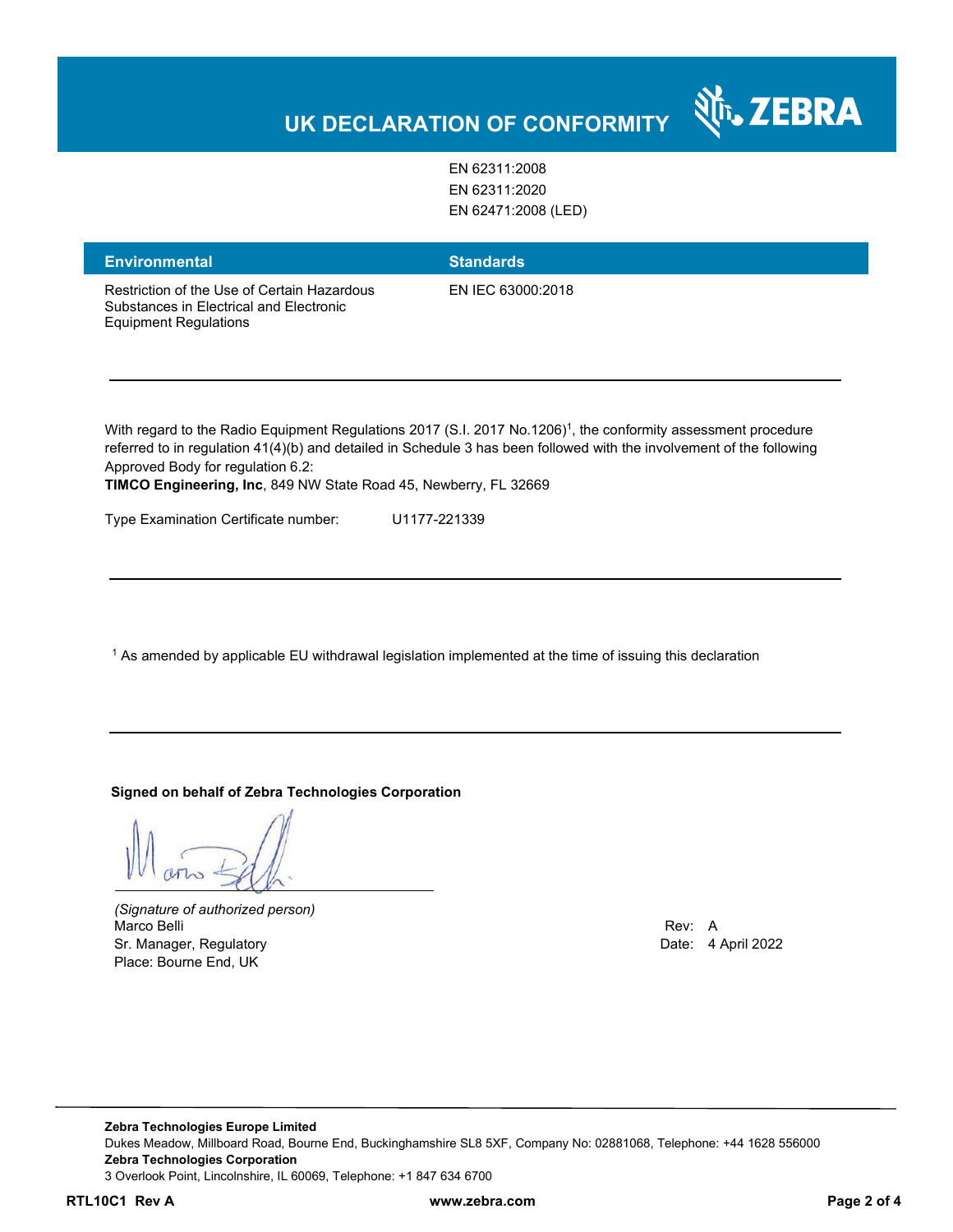# UK DECLARATION OF CONFORMITY

| | |
|---|---|
| | EN 62311:2008<br>EN 62311:2020<br>EN 62471:2008 (LED) |

| Environmental | Standards |
|---|---|
| Restriction of the Use of Certain Hazardous Substances in Electrical and Electronic Equipment Regulations | EN IEC 63000:2018 |

---

With regard to the Radio Equipment Regulations 2017 (S.I. 2017 No.1206)[1], the conformity assessment procedure referred to in regulation 41(4)(b) and detailed in Schedule 3 has been followed with the involvement of the following Approved Body for regulation 6.2:
**TIMCO Engineering, Inc**, 849 NW State Road 45, Newberry, FL 32669

Type Examination Certificate number: U1177-221339

---

[1] As amended by applicable EU withdrawal legislation implemented at the time of issuing this declaration

---

**Signed on behalf of Zebra Technologies Corporation**

*(Signature of authorized person)*
Marco Belli
Sr. Manager, Regulatory
Place: Bourne End, UK

Rev: A
Date: 4 April 2022

**Zebra Technologies Europe Limited**
Dukes Meadow, Millboard Road, Bourne End, Buckinghamshire SL8 5XF, Company No: 02881068, Telephone: +44 1628 556000
**Zebra Technologies Corporation**
3 Overlook Point, Lincolnshire, IL 60069, Telephone: +1 847 634 6700

**RTL10C1 Rev A** **www.zebra.com**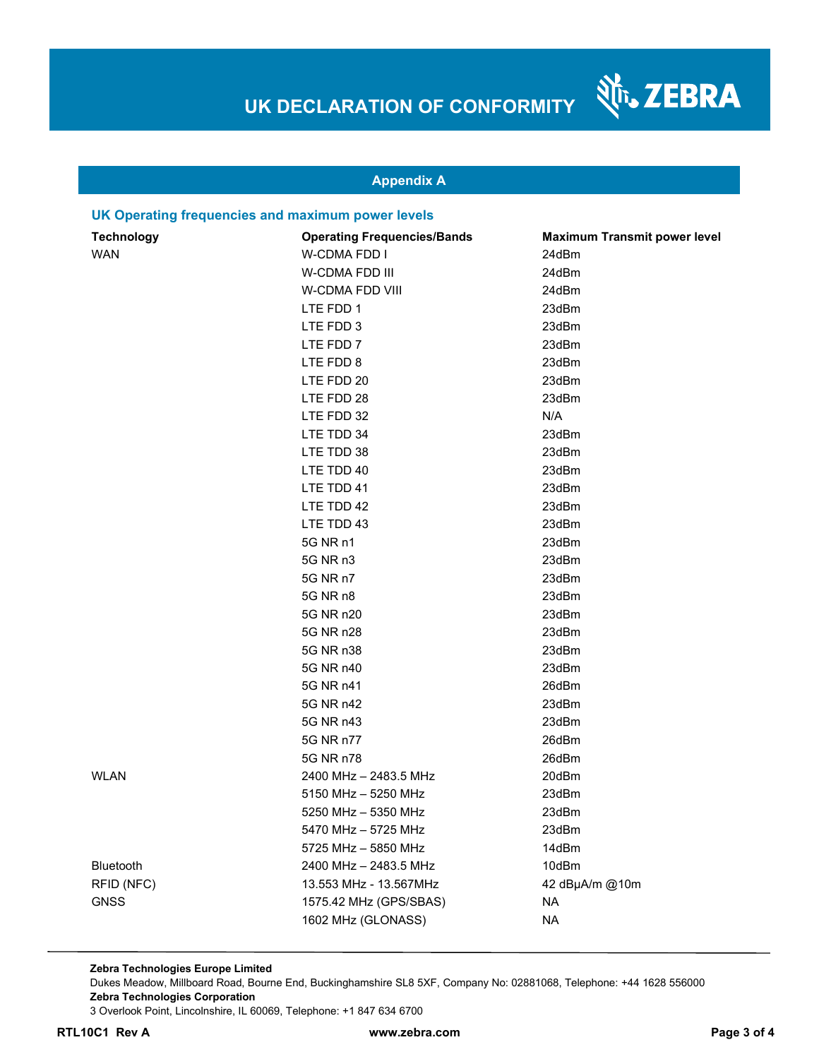# UK DECLARATION OF CONFORMITY

## Appendix A

### UK Operating frequencies and maximum power levels

| Technology | Operating Frequencies/Bands | Maximum Transmit power level |
|---|---|---|
| WAN | W-CDMA FDD I | 24dBm |
| | W-CDMA FDD III | 24dBm |
| | W-CDMA FDD VIII | 24dBm |
| | LTE FDD 1 | 23dBm |
| | LTE FDD 3 | 23dBm |
| | LTE FDD 7 | 23dBm |
| | LTE FDD 8 | 23dBm |
| | LTE FDD 20 | 23dBm |
| | LTE FDD 28 | 23dBm |
| | LTE FDD 32 | N/A |
| | LTE TDD 34 | 23dBm |
| | LTE TDD 38 | 23dBm |
| | LTE TDD 40 | 23dBm |
| | LTE TDD 41 | 23dBm |
| | LTE TDD 42 | 23dBm |
| | LTE TDD 43 | 23dBm |
| | 5G NR n1 | 23dBm |
| | 5G NR n3 | 23dBm |
| | 5G NR n7 | 23dBm |
| | 5G NR n8 | 23dBm |
| | 5G NR n20 | 23dBm |
| | 5G NR n28 | 23dBm |
| | 5G NR n38 | 23dBm |
| | 5G NR n40 | 23dBm |
| | 5G NR n41 | 26dBm |
| | 5G NR n42 | 23dBm |
| | 5G NR n43 | 23dBm |
| | 5G NR n77 | 26dBm |
| | 5G NR n78 | 26dBm |
| WLAN | 2400 MHz – 2483.5 MHz | 20dBm |
| | 5150 MHz – 5250 MHz | 23dBm |
| | 5250 MHz – 5350 MHz | 23dBm |
| | 5470 MHz – 5725 MHz | 23dBm |
| | 5725 MHz – 5850 MHz | 14dBm |
| Bluetooth | 2400 MHz – 2483.5 MHz | 10dBm |
| RFID (NFC) | 13.553 MHz - 13.567MHz | 42 dBμA/m @10m |
| GNSS | 1575.42 MHz (GPS/SBAS) | NA |
| | 1602 MHz (GLONASS) | NA |

**Zebra Technologies Europe Limited**
Dukes Meadow, Millboard Road, Bourne End, Buckinghamshire SL8 5XF, Company No: 02881068, Telephone: +44 1628 556000
**Zebra Technologies Corporation**
3 Overlook Point, Lincolnshire, IL 60069, Telephone: +1 847 634 6700

**RTL10C1 Rev A** **www.zebra.com**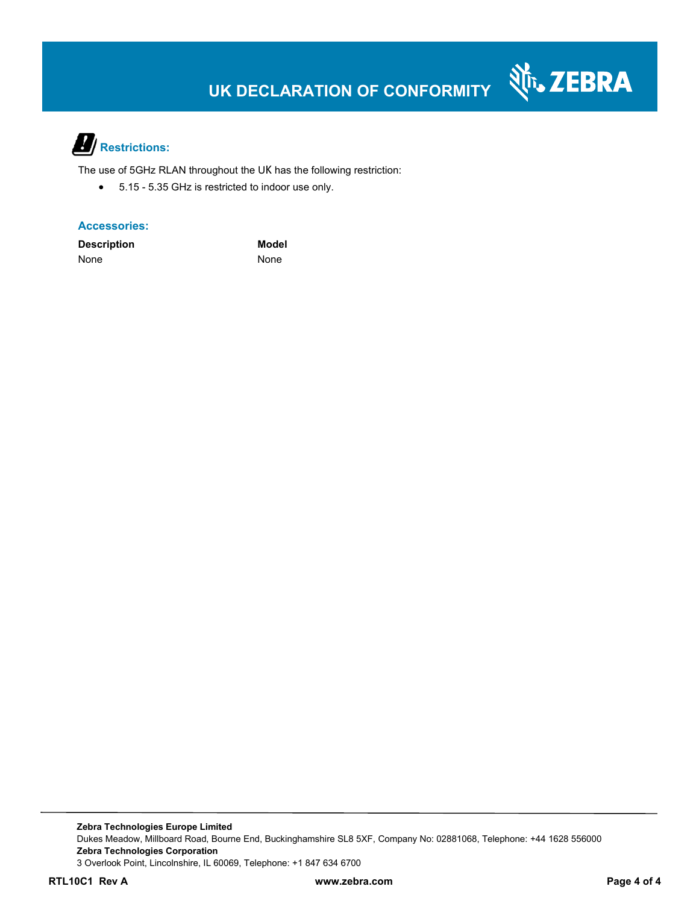## Restrictions:

The use of 5GHz RLAN throughout the UK has the following restriction:

- 5.15 - 5.35 GHz is restricted to indoor use only.

## Accessories:

| Description | Model |
|---|---|
| None | None |

**Zebra Technologies Europe Limited**
Dukes Meadow, Millboard Road, Bourne End, Buckinghamshire SL8 5XF, Company No: 02881068, Telephone: +44 1628 556000
**Zebra Technologies Corporation**
3 Overlook Point, Lincolnshire, IL 60069, Telephone: +1 847 634 6700